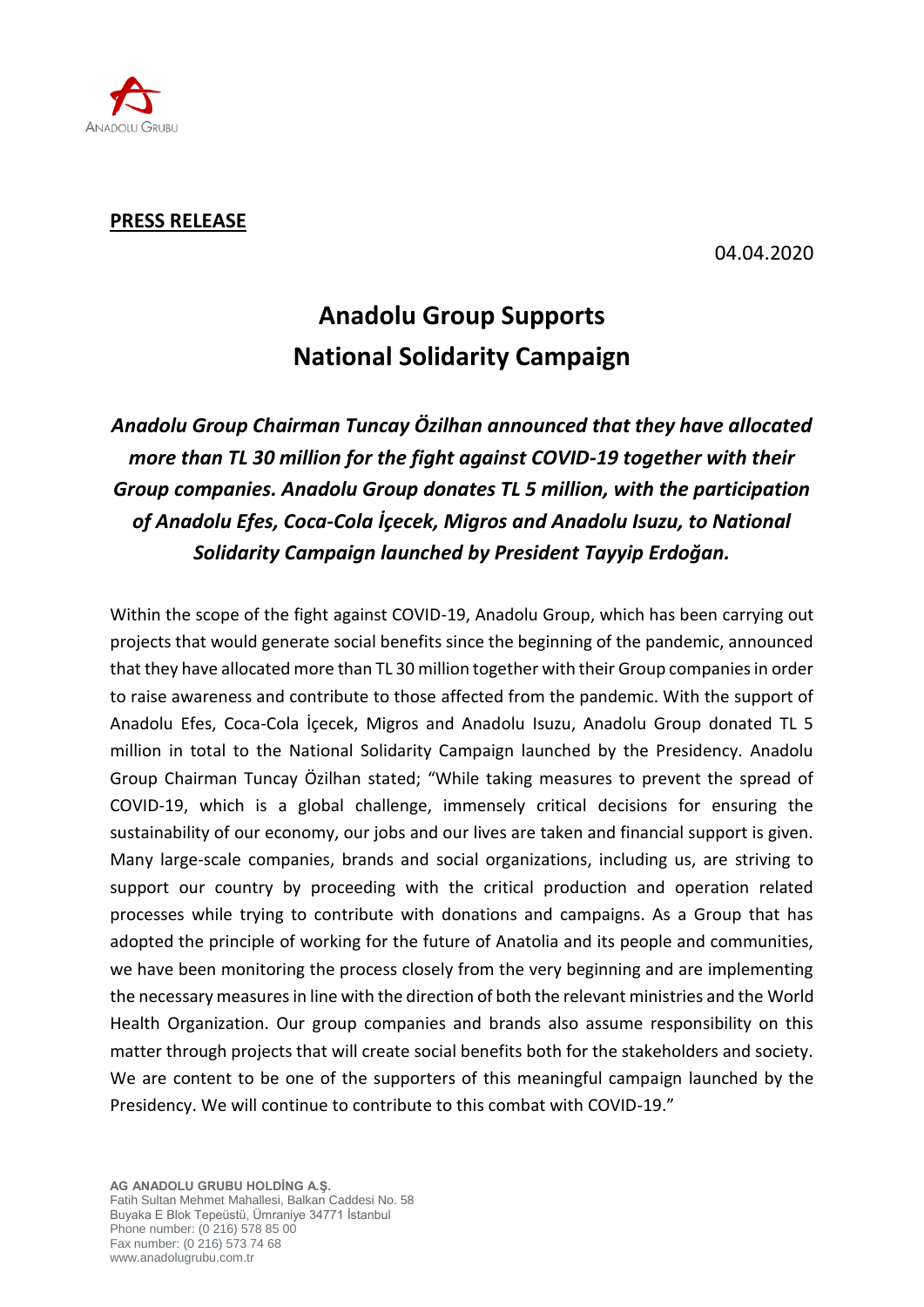**PRESS RELEASE**

04.04.2020

# Anadolu Group Supports National Solidarity Campaign

***Anadolu Group Chairman Tuncay Özilhan announced that they have allocated more than TL 30 million for the fight against COVID-19 together with their Group companies. Anadolu Group donates TL 5 million, with the participation of Anadolu Efes, Coca-Cola İçecek, Migros and Anadolu Isuzu, to National Solidarity Campaign launched by President Tayyip Erdoğan.***

Within the scope of the fight against COVID-19, Anadolu Group, which has been carrying out projects that would generate social benefits since the beginning of the pandemic, announced that they have allocated more than TL 30 million together with their Group companies in order to raise awareness and contribute to those affected from the pandemic. With the support of Anadolu Efes, Coca-Cola İçecek, Migros and Anadolu Isuzu, Anadolu Group donated TL 5 million in total to the National Solidarity Campaign launched by the Presidency. Anadolu Group Chairman Tuncay Özilhan stated; "While taking measures to prevent the spread of COVID-19, which is a global challenge, immensely critical decisions for ensuring the sustainability of our economy, our jobs and our lives are taken and financial support is given. Many large-scale companies, brands and social organizations, including us, are striving to support our country by proceeding with the critical production and operation related processes while trying to contribute with donations and campaigns. As a Group that has adopted the principle of working for the future of Anatolia and its people and communities, we have been monitoring the process closely from the very beginning and are implementing the necessary measures in line with the direction of both the relevant ministries and the World Health Organization. Our group companies and brands also assume responsibility on this matter through projects that will create social benefits both for the stakeholders and society. We are content to be one of the supporters of this meaningful campaign launched by the Presidency. We will continue to contribute to this combat with COVID-19."

**AG ANADOLU GRUBU HOLDİNG A.Ş.**
Fatih Sultan Mehmet Mahallesi, Balkan Caddesi No. 58
Buyaka E Blok Tepeüstü, Ümraniye 34771 İstanbul
Phone number: (0 216) 578 85 00
Fax number: (0 216) 573 74 68
www.anadolugrubu.com.tr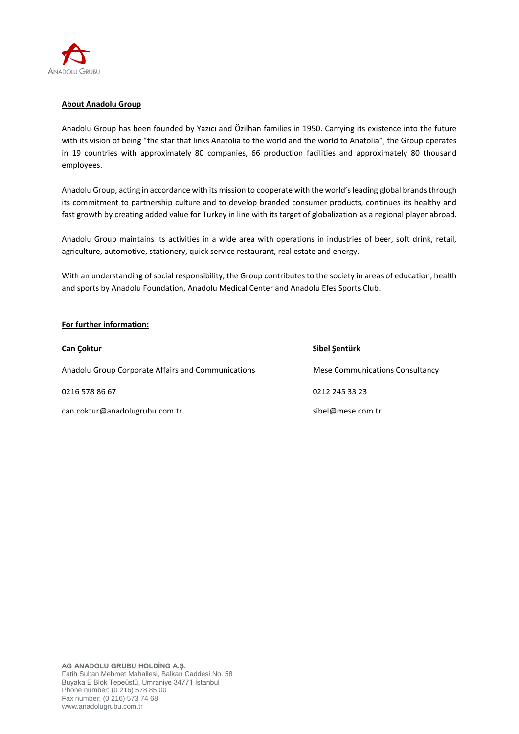**About Anadolu Group**

Anadolu Group has been founded by Yazıcı and Özilhan families in 1950. Carrying its existence into the future with its vision of being "the star that links Anatolia to the world and the world to Anatolia", the Group operates in 19 countries with approximately 80 companies, 66 production facilities and approximately 80 thousand employees.

Anadolu Group, acting in accordance with its mission to cooperate with the world's leading global brands through its commitment to partnership culture and to develop branded consumer products, continues its healthy and fast growth by creating added value for Turkey in line with its target of globalization as a regional player abroad.

Anadolu Group maintains its activities in a wide area with operations in industries of beer, soft drink, retail, agriculture, automotive, stationery, quick service restaurant, real estate and energy.

With an understanding of social responsibility, the Group contributes to the society in areas of education, health and sports by Anadolu Foundation, Anadolu Medical Center and Anadolu Efes Sports Club.

**For further information:**

**Can Çoktur**

Anadolu Group Corporate Affairs and Communications

0216 578 86 67

can.coktur@anadolugrubu.com.tr

**Sibel Şentürk**

Mese Communications Consultancy

0212 245 33 23

sibel@mese.com.tr

**AG ANADOLU GRUBU HOLDİNG A.Ş.**
Fatih Sultan Mehmet Mahallesi, Balkan Caddesi No. 58
Buyaka E Blok Tepeüstü, Ümraniye 34771 İstanbul
Phone number: (0 216) 578 85 00
Fax number: (0 216) 573 74 68
www.anadolugrubu.com.tr